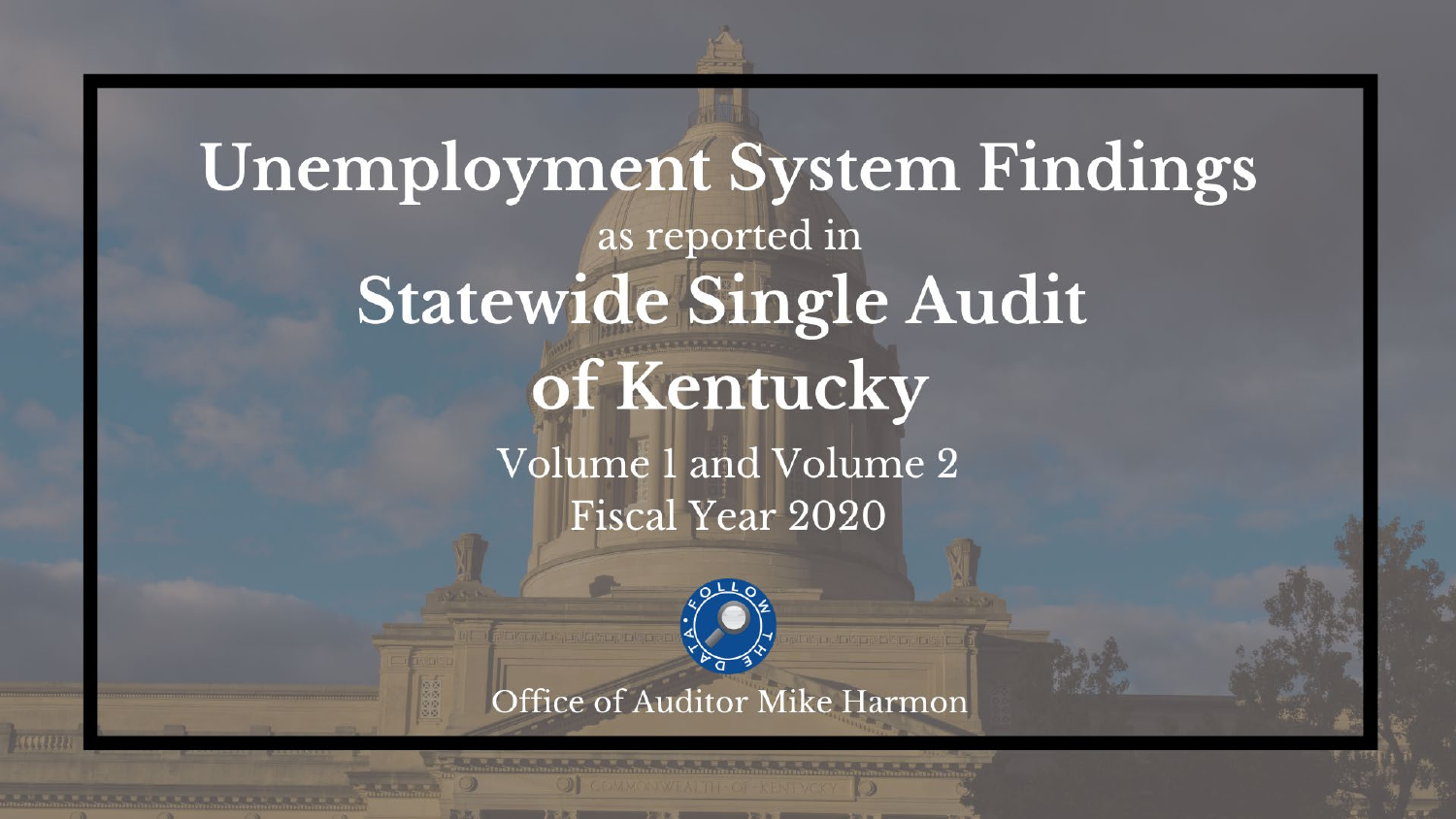# Unemployment System Findings

as reported in

# Statewide Single Audit of Kentucky

Volume 1 and Volume 2

Fiscal Year 2020

FOLLOW THE DATA

Office of Auditor Mike Harmon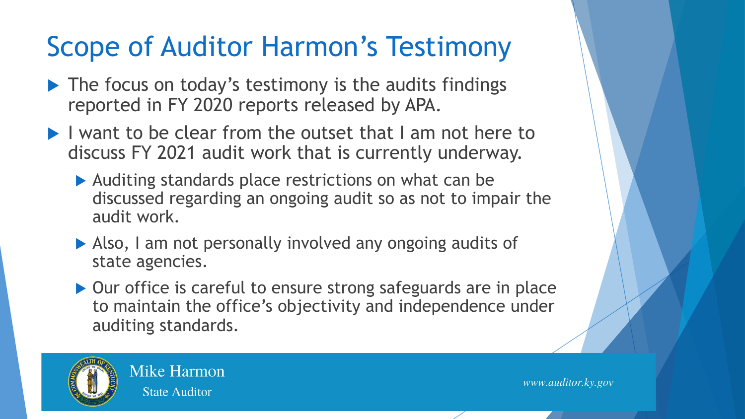# Scope of Auditor Harmon's Testimony

- The focus on today's testimony is the audits findings reported in FY 2020 reports released by APA.
- I want to be clear from the outset that I am not here to discuss FY 2021 audit work that is currently underway.
  - Auditing standards place restrictions on what can be discussed regarding an ongoing audit so as not to impair the audit work.
  - Also, I am not personally involved any ongoing audits of state agencies.
  - Our office is careful to ensure strong safeguards are in place to maintain the office's objectivity and independence under auditing standards.

Mike Harmon
State Auditor

www.auditor.ky.gov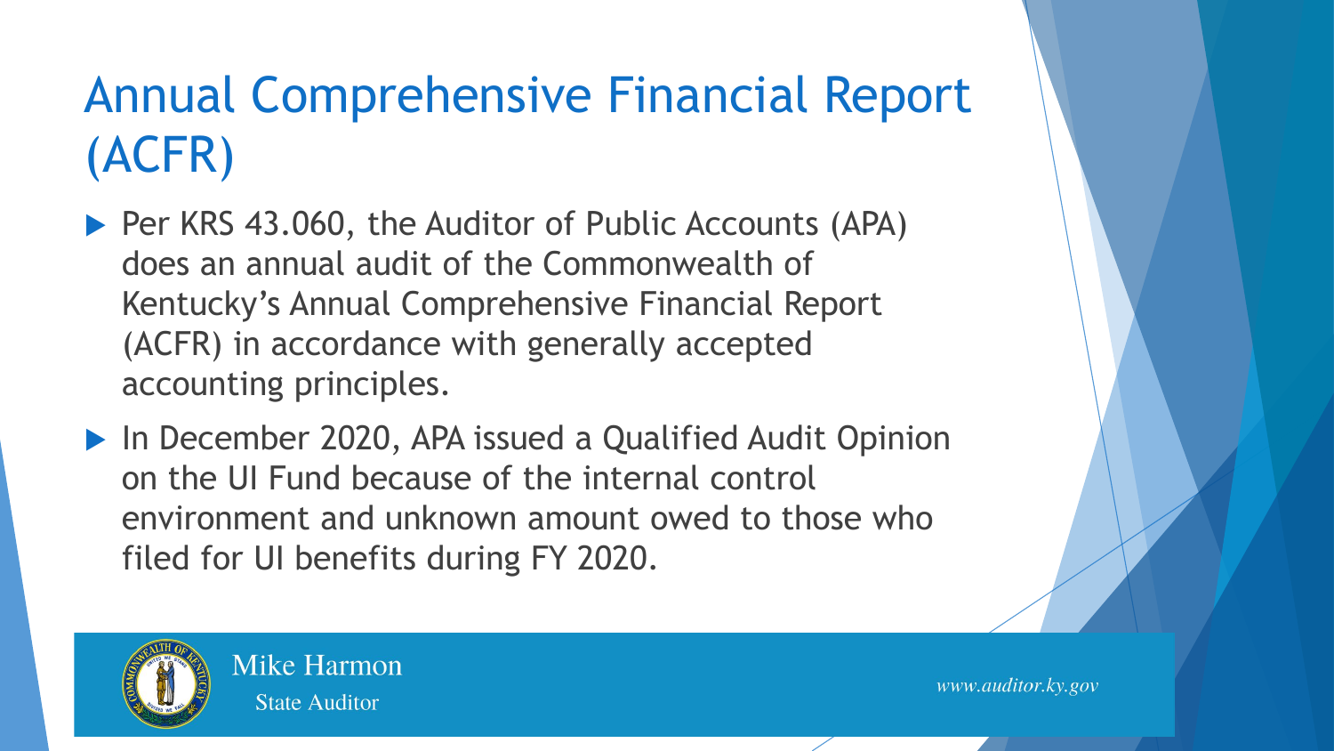# Annual Comprehensive Financial Report (ACFR)

- Per KRS 43.060, the Auditor of Public Accounts (APA) does an annual audit of the Commonwealth of Kentucky's Annual Comprehensive Financial Report (ACFR) in accordance with generally accepted accounting principles.
- In December 2020, APA issued a Qualified Audit Opinion on the UI Fund because of the internal control environment and unknown amount owed to those who filed for UI benefits during FY 2020.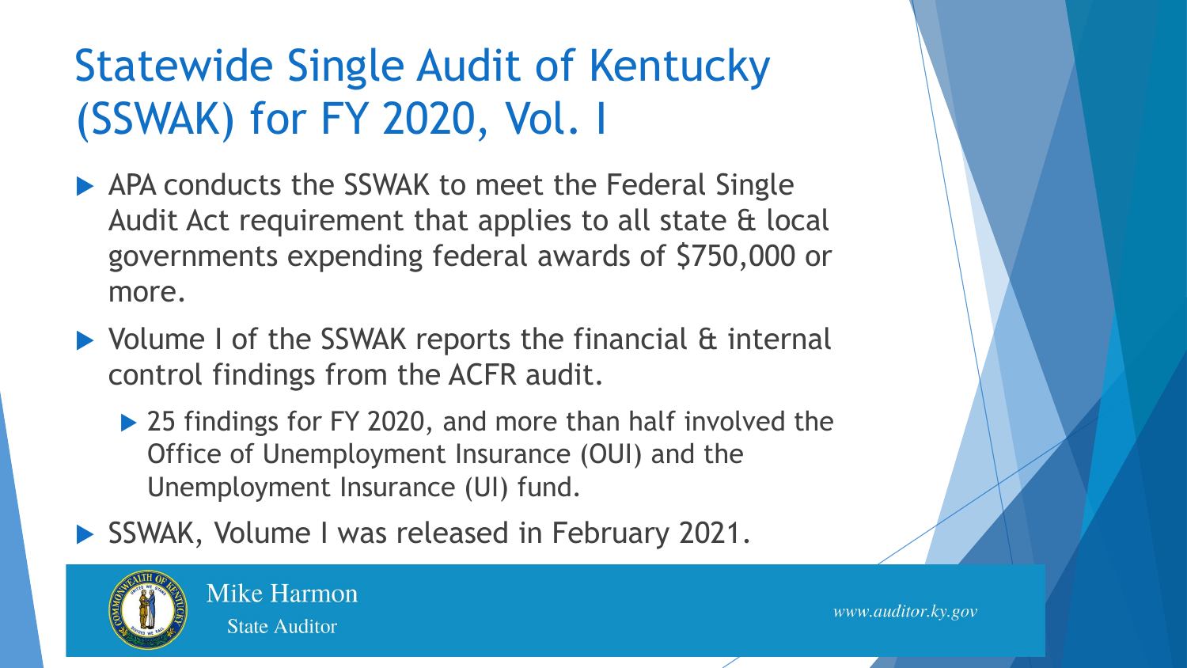# Statewide Single Audit of Kentucky (SSWAK) for FY 2020, Vol. I

- APA conducts the SSWAK to meet the Federal Single Audit Act requirement that applies to all state & local governments expending federal awards of $750,000 or more.
- Volume I of the SSWAK reports the financial & internal control findings from the ACFR audit.
  - 25 findings for FY 2020, and more than half involved the Office of Unemployment Insurance (OUI) and the Unemployment Insurance (UI) fund.
- SSWAK, Volume I was released in February 2021.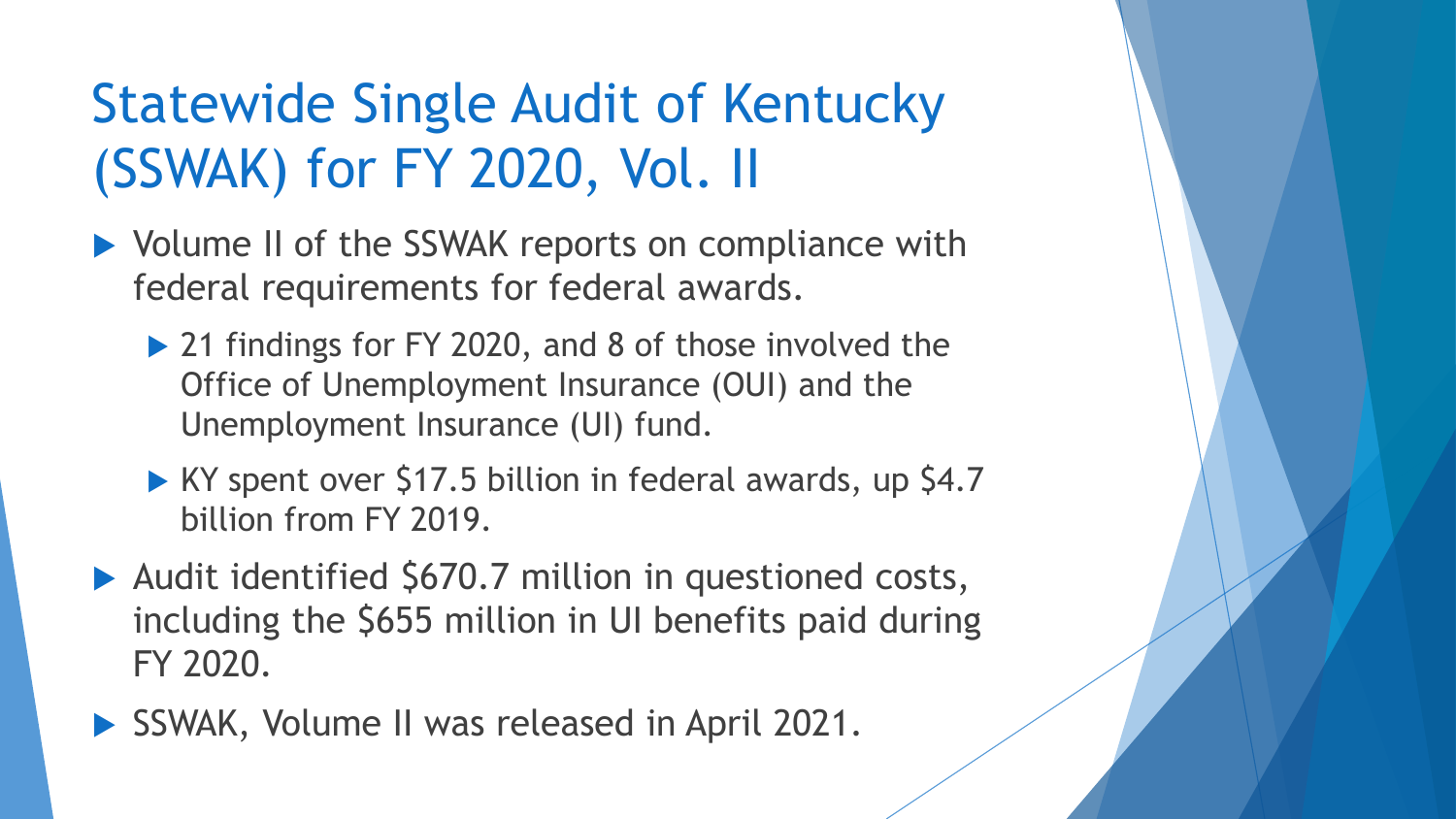# Statewide Single Audit of Kentucky (SSWAK) for FY 2020, Vol. II

- Volume II of the SSWAK reports on compliance with federal requirements for federal awards.
  - 21 findings for FY 2020, and 8 of those involved the Office of Unemployment Insurance (OUI) and the Unemployment Insurance (UI) fund.
  - KY spent over $17.5 billion in federal awards, up $4.7 billion from FY 2019.
- Audit identified $670.7 million in questioned costs, including the $655 million in UI benefits paid during FY 2020.
- SSWAK, Volume II was released in April 2021.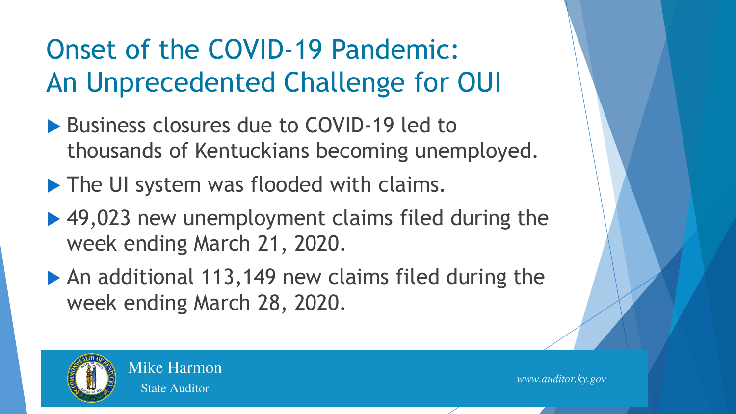# Onset of the COVID-19 Pandemic: An Unprecedented Challenge for OUI

- Business closures due to COVID-19 led to thousands of Kentuckians becoming unemployed.
- The UI system was flooded with claims.
- 49,023 new unemployment claims filed during the week ending March 21, 2020.
- An additional 113,149 new claims filed during the week ending March 28, 2020.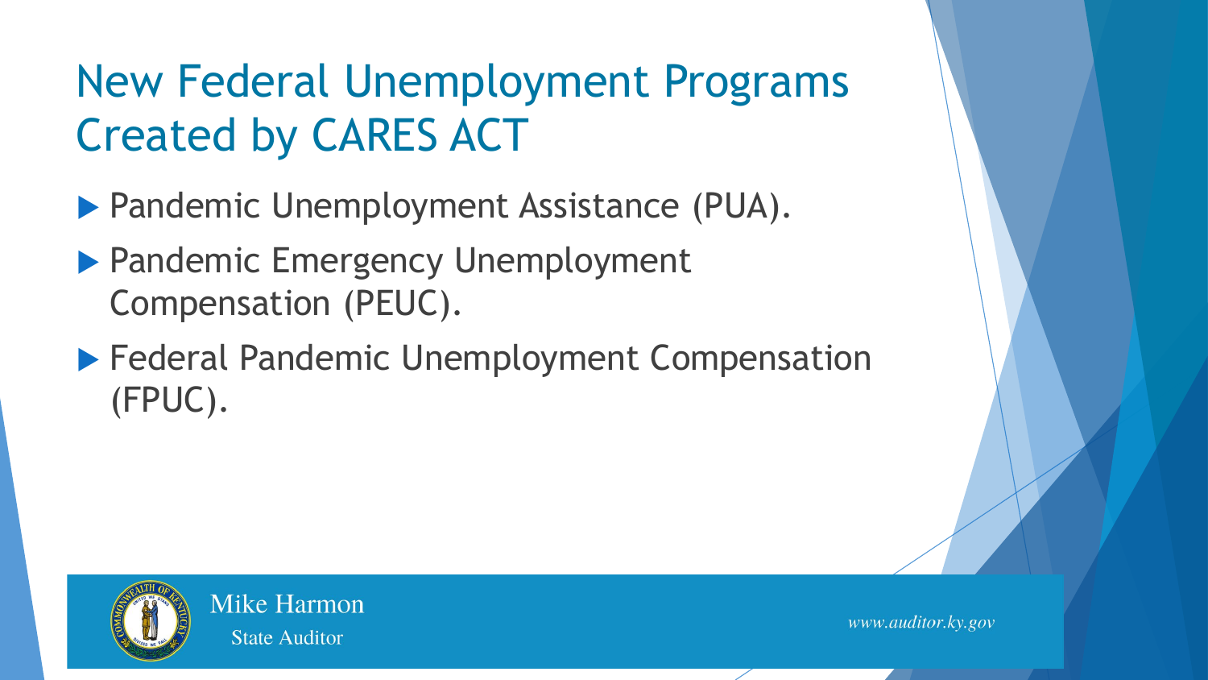# New Federal Unemployment Programs Created by CARES ACT

- Pandemic Unemployment Assistance (PUA).
- Pandemic Emergency Unemployment Compensation (PEUC).
- Federal Pandemic Unemployment Compensation (FPUC).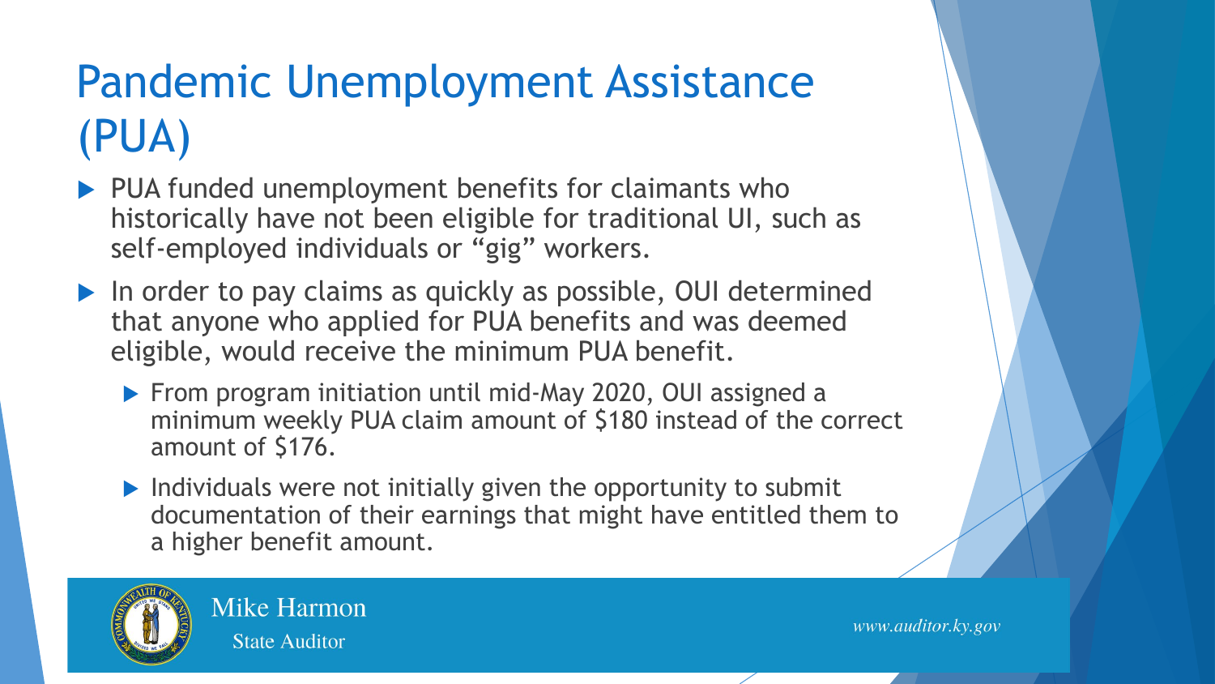# Pandemic Unemployment Assistance (PUA)

- PUA funded unemployment benefits for claimants who historically have not been eligible for traditional UI, such as self-employed individuals or "gig" workers.
- In order to pay claims as quickly as possible, OUI determined that anyone who applied for PUA benefits and was deemed eligible, would receive the minimum PUA benefit.
  - From program initiation until mid-May 2020, OUI assigned a minimum weekly PUA claim amount of $180 instead of the correct amount of $176.
  - Individuals were not initially given the opportunity to submit documentation of their earnings that might have entitled them to a higher benefit amount.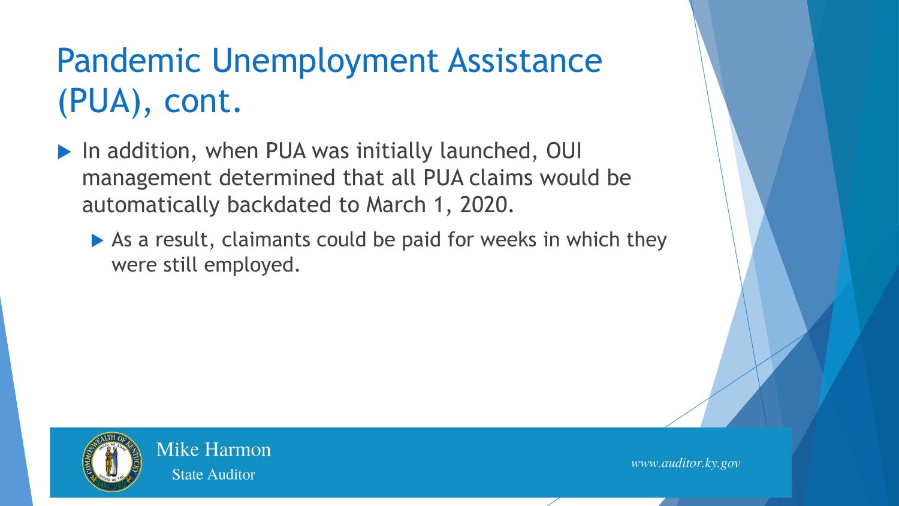# Pandemic Unemployment Assistance (PUA), cont.

- In addition, when PUA was initially launched, OUI management determined that all PUA claims would be automatically backdated to March 1, 2020.
  - As a result, claimants could be paid for weeks in which they were still employed.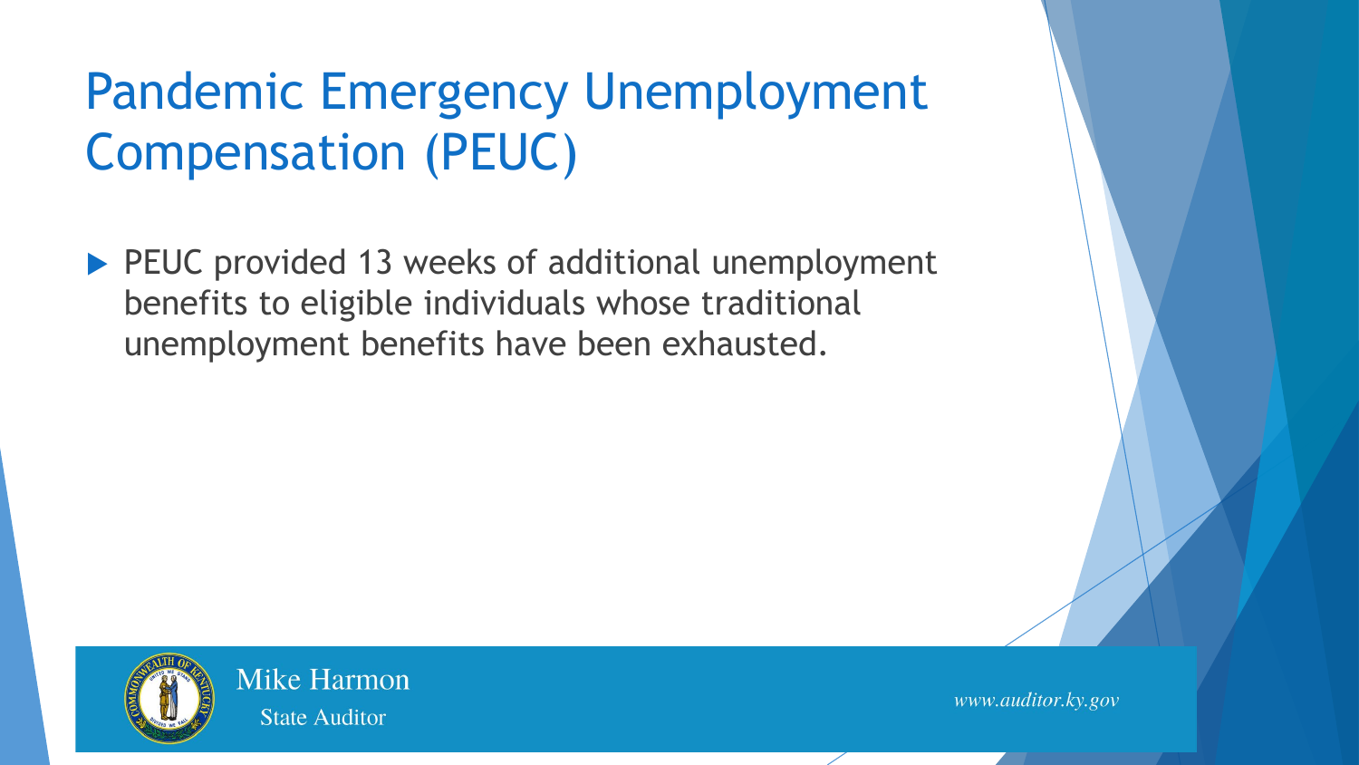# Pandemic Emergency Unemployment Compensation (PEUC)

- PEUC provided 13 weeks of additional unemployment benefits to eligible individuals whose traditional unemployment benefits have been exhausted.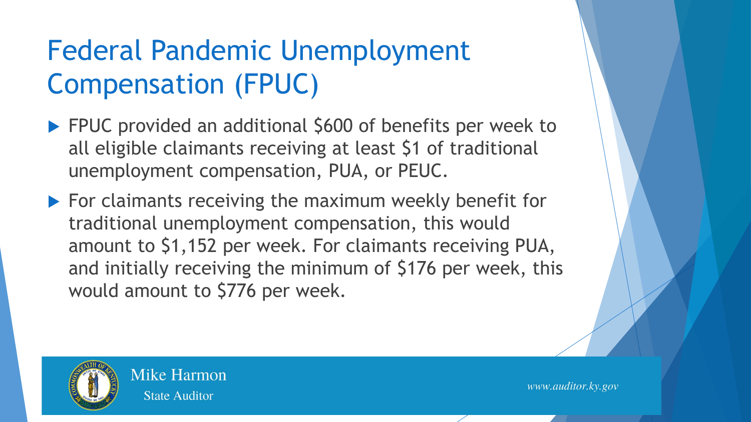# Federal Pandemic Unemployment Compensation (FPUC)

- FPUC provided an additional $600 of benefits per week to all eligible claimants receiving at least $1 of traditional unemployment compensation, PUA, or PEUC.
- For claimants receiving the maximum weekly benefit for traditional unemployment compensation, this would amount to $1,152 per week. For claimants receiving PUA, and initially receiving the minimum of $176 per week, this would amount to $776 per week.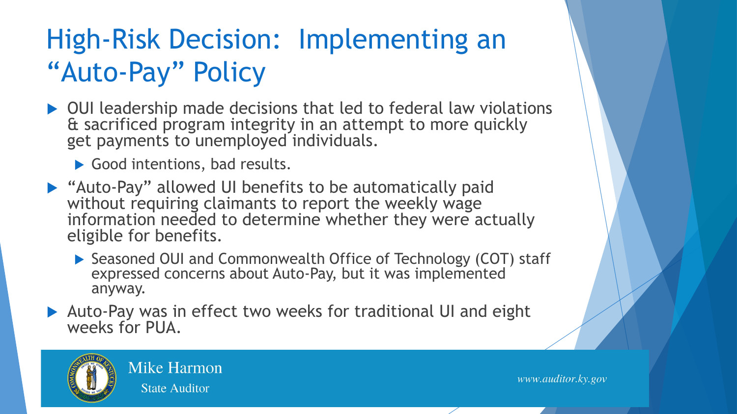# High-Risk Decision: Implementing an "Auto-Pay" Policy

- OUI leadership made decisions that led to federal law violations & sacrificed program integrity in an attempt to more quickly get payments to unemployed individuals.
  - Good intentions, bad results.
- "Auto-Pay" allowed UI benefits to be automatically paid without requiring claimants to report the weekly wage information needed to determine whether they were actually eligible for benefits.
  - Seasoned OUI and Commonwealth Office of Technology (COT) staff expressed concerns about Auto-Pay, but it was implemented anyway.
- Auto-Pay was in effect two weeks for traditional UI and eight weeks for PUA.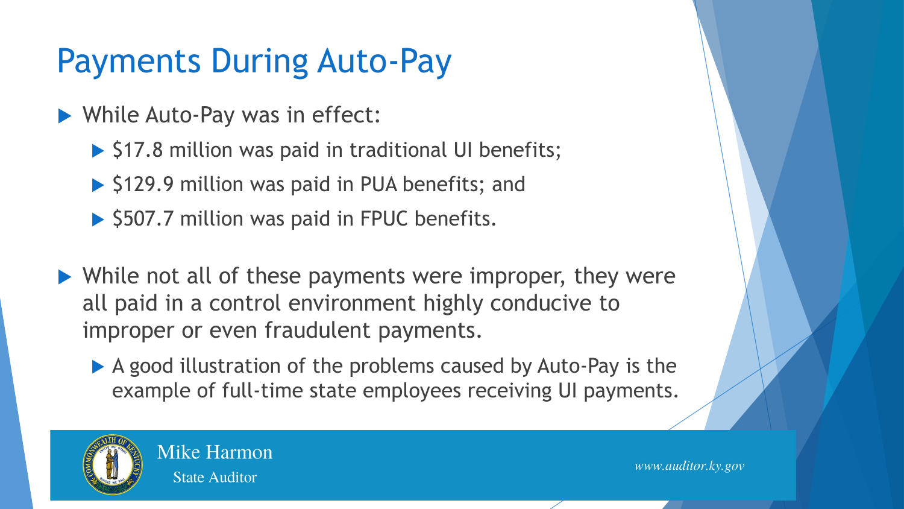# Payments During Auto-Pay

- While Auto-Pay was in effect:
  - $17.8 million was paid in traditional UI benefits;
  - $129.9 million was paid in PUA benefits; and
  - $507.7 million was paid in FPUC benefits.

- While not all of these payments were improper, they were all paid in a control environment highly conducive to improper or even fraudulent payments.
  - A good illustration of the problems caused by Auto-Pay is the example of full-time state employees receiving UI payments.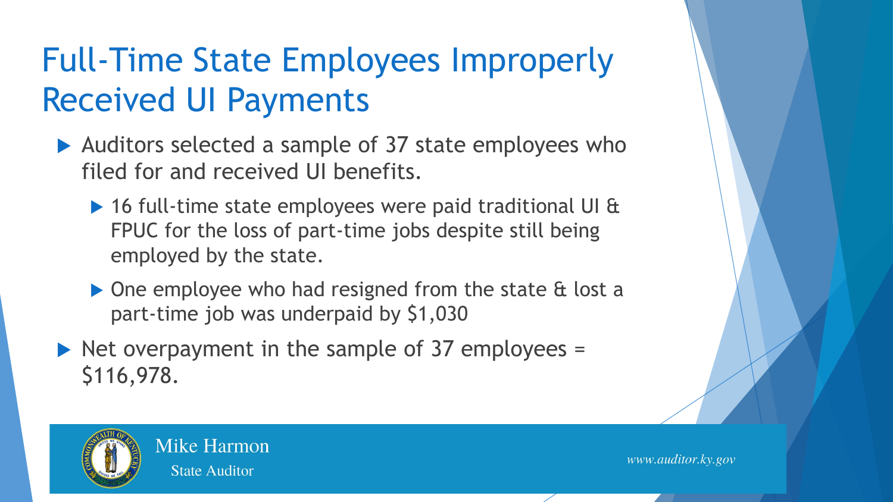# Full-Time State Employees Improperly Received UI Payments

- Auditors selected a sample of 37 state employees who filed for and received UI benefits.
  - 16 full-time state employees were paid traditional UI & FPUC for the loss of part-time jobs despite still being employed by the state.
  - One employee who had resigned from the state & lost a part-time job was underpaid by $1,030
- Net overpayment in the sample of 37 employees = $116,978.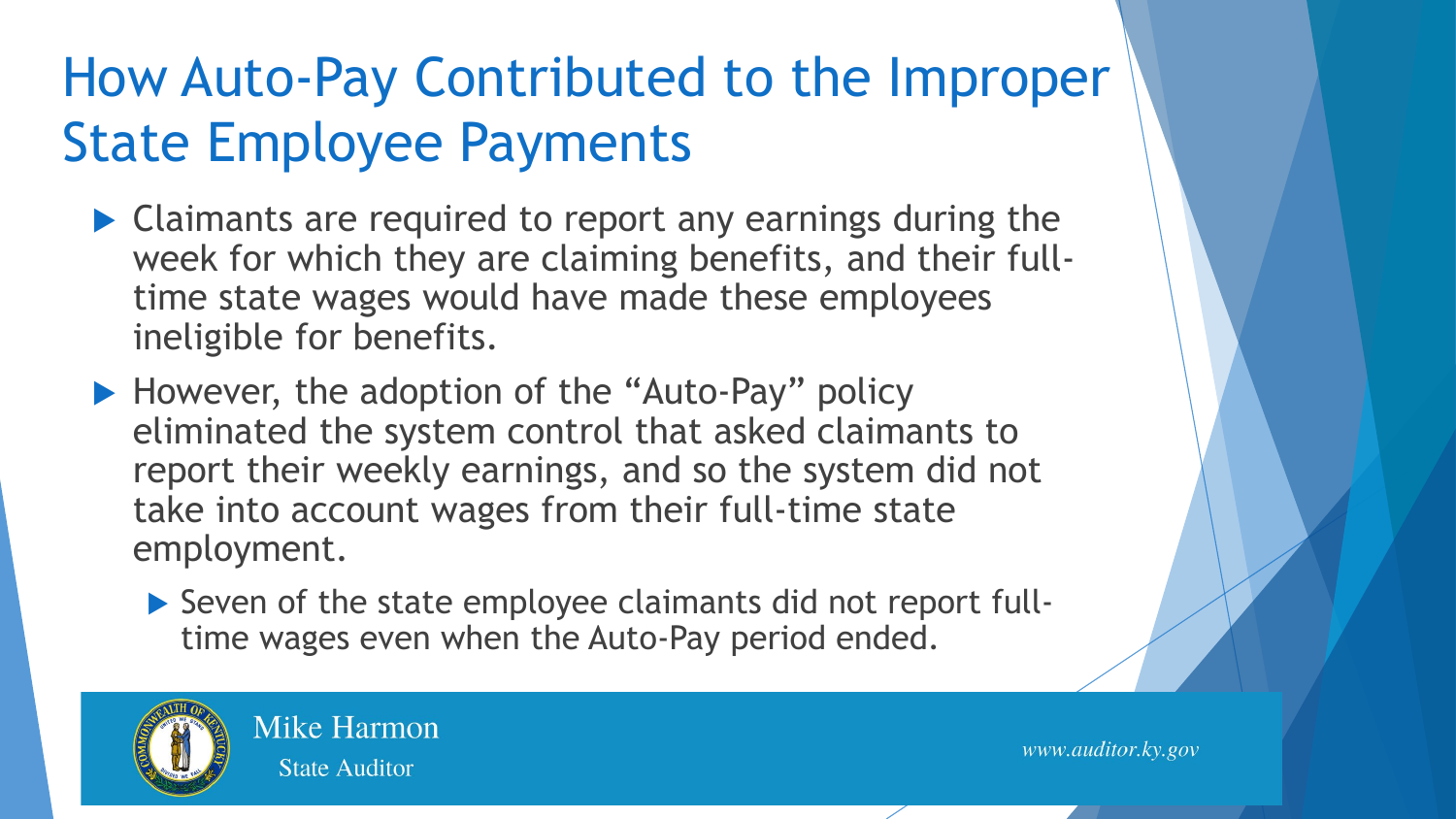# How Auto-Pay Contributed to the Improper State Employee Payments

- Claimants are required to report any earnings during the week for which they are claiming benefits, and their full-time state wages would have made these employees ineligible for benefits.
- However, the adoption of the "Auto-Pay" policy eliminated the system control that asked claimants to report their weekly earnings, and so the system did not take into account wages from their full-time state employment.
  - Seven of the state employee claimants did not report full-time wages even when the Auto-Pay period ended.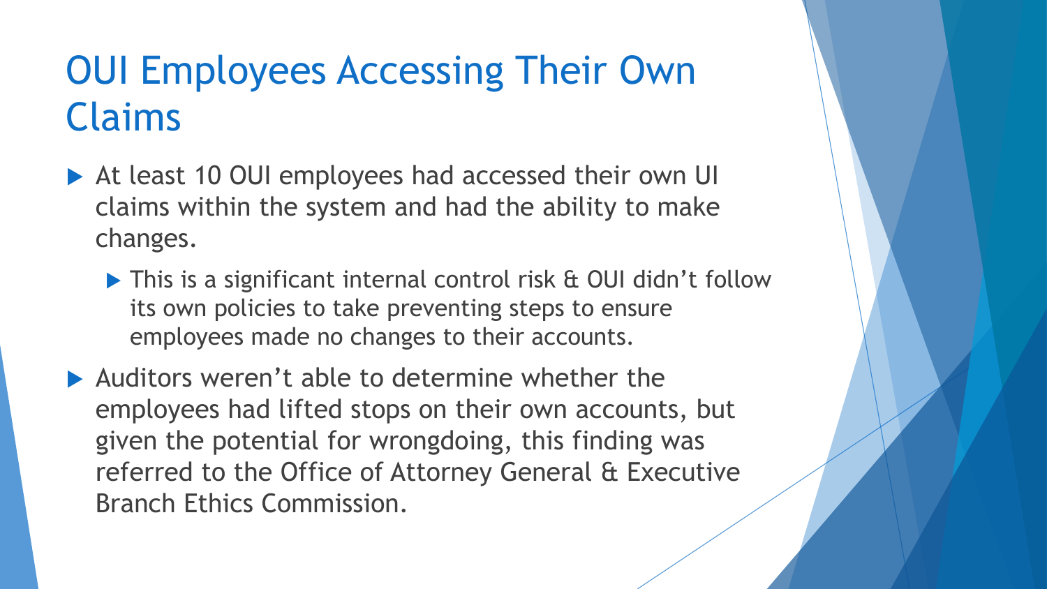# OUI Employees Accessing Their Own Claims

- At least 10 OUI employees had accessed their own UI claims within the system and had the ability to make changes.
  - This is a significant internal control risk & OUI didn't follow its own policies to take preventing steps to ensure employees made no changes to their accounts.
- Auditors weren't able to determine whether the employees had lifted stops on their own accounts, but given the potential for wrongdoing, this finding was referred to the Office of Attorney General & Executive Branch Ethics Commission.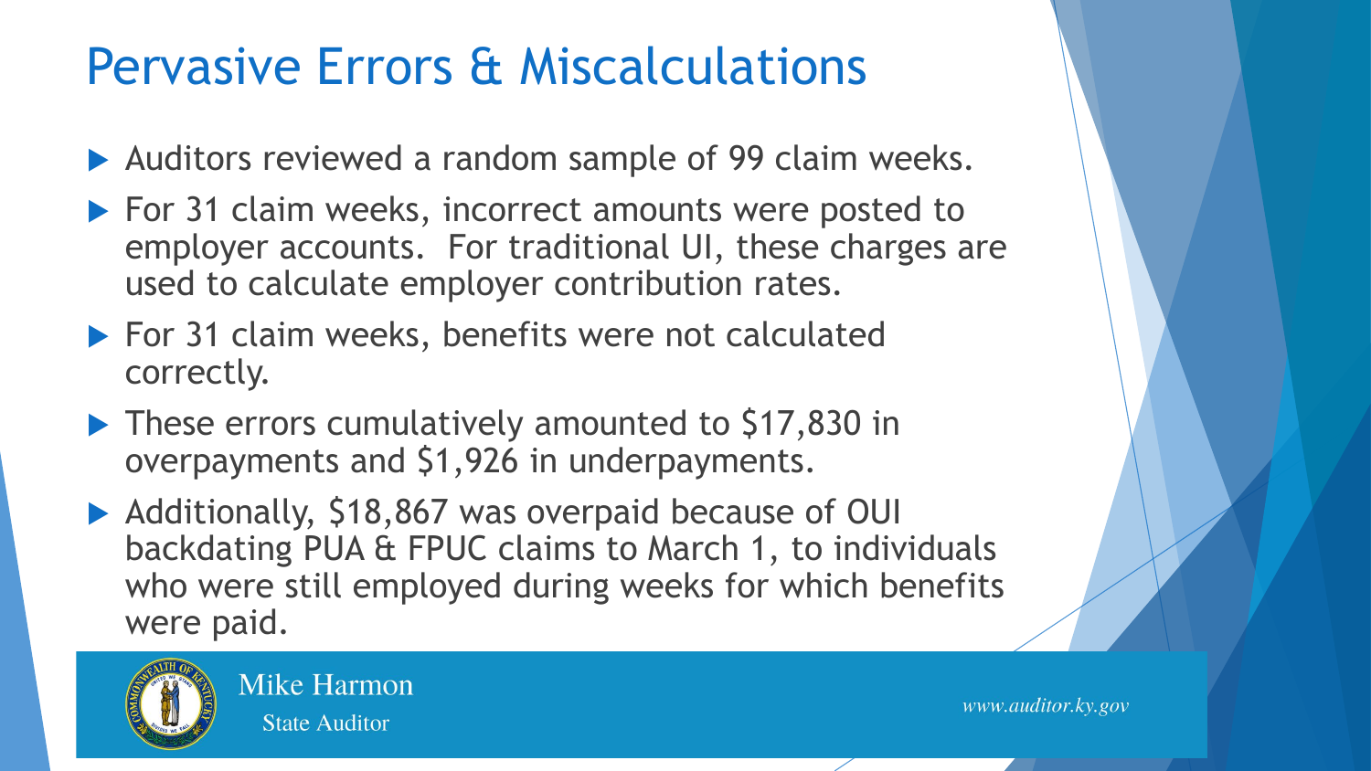# Pervasive Errors & Miscalculations

- Auditors reviewed a random sample of 99 claim weeks.
- For 31 claim weeks, incorrect amounts were posted to employer accounts. For traditional UI, these charges are used to calculate employer contribution rates.
- For 31 claim weeks, benefits were not calculated correctly.
- These errors cumulatively amounted to $17,830 in overpayments and $1,926 in underpayments.
- Additionally, $18,867 was overpaid because of OUI backdating PUA & FPUC claims to March 1, to individuals who were still employed during weeks for which benefits were paid.

Mike Harmon
State Auditor

*www.auditor.ky.gov*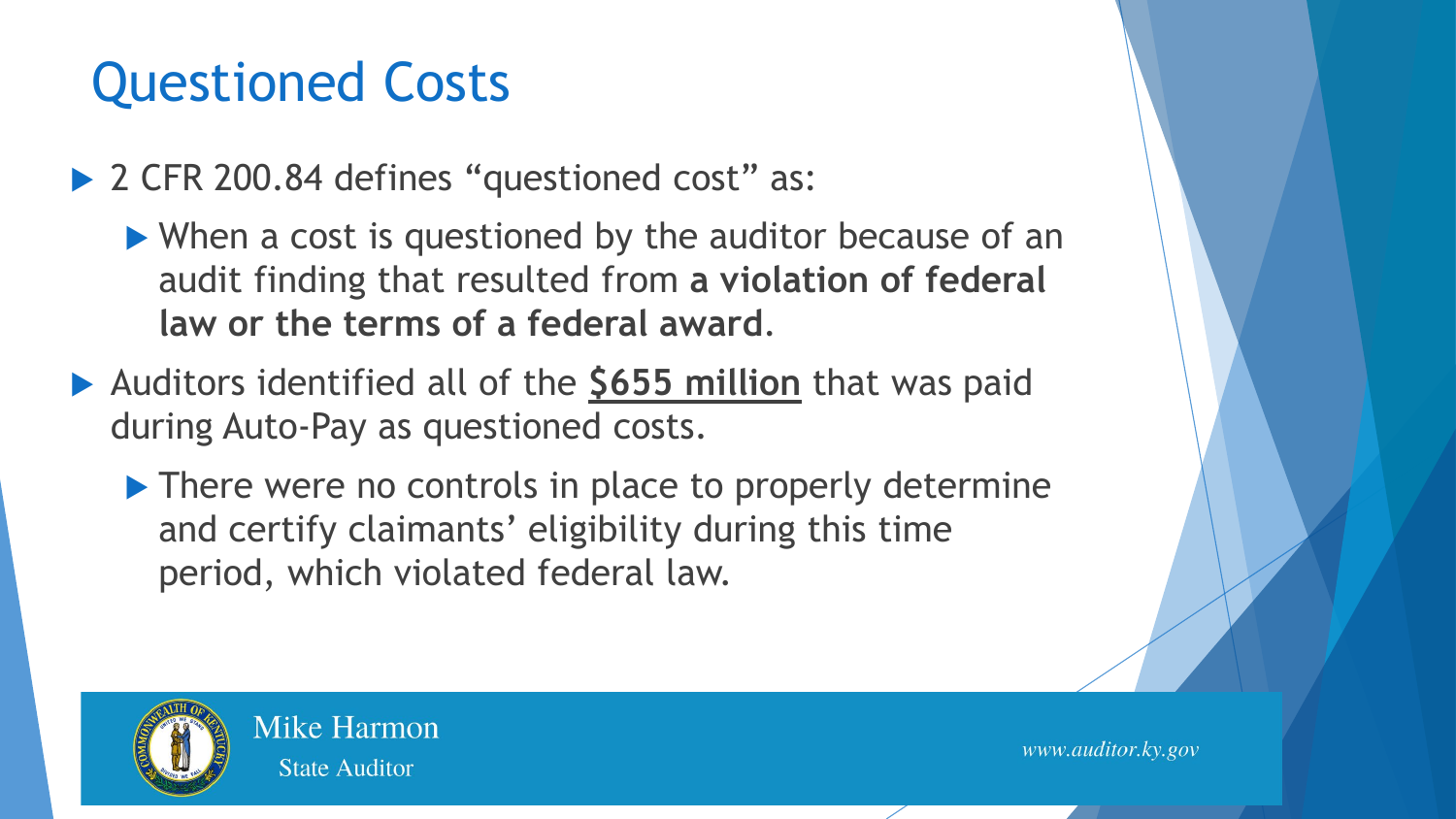# Questioned Costs

- 2 CFR 200.84 defines "questioned cost" as:
  - When a cost is questioned by the auditor because of an audit finding that resulted from **a violation of federal law or the terms of a federal award**.
- Auditors identified all of the **<u>$655 million</u>** that was paid during Auto-Pay as questioned costs.
  - There were no controls in place to properly determine and certify claimants' eligibility during this time period, which violated federal law.

Mike Harmon
State Auditor

www.auditor.ky.gov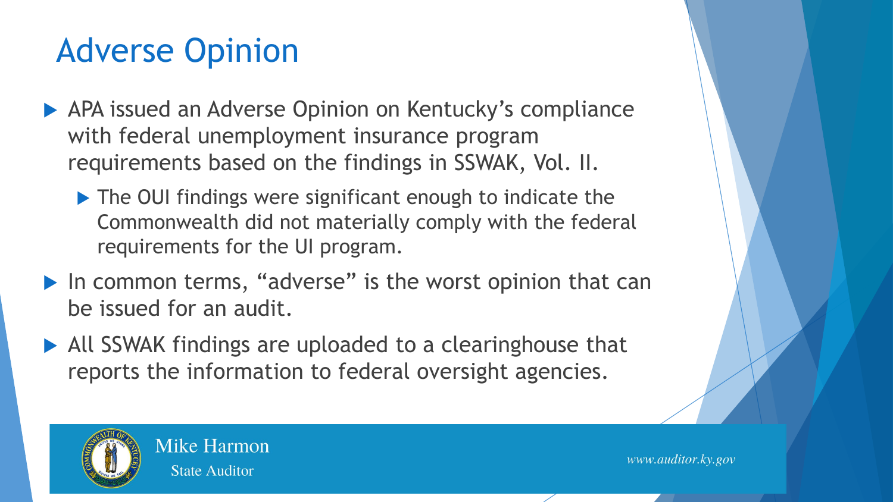# Adverse Opinion

- APA issued an Adverse Opinion on Kentucky's compliance with federal unemployment insurance program requirements based on the findings in SSWAK, Vol. II.
  - The OUI findings were significant enough to indicate the Commonwealth did not materially comply with the federal requirements for the UI program.
- In common terms, "adverse" is the worst opinion that can be issued for an audit.
- All SSWAK findings are uploaded to a clearinghouse that reports the information to federal oversight agencies.

Mike Harmon
State Auditor

www.auditor.ky.gov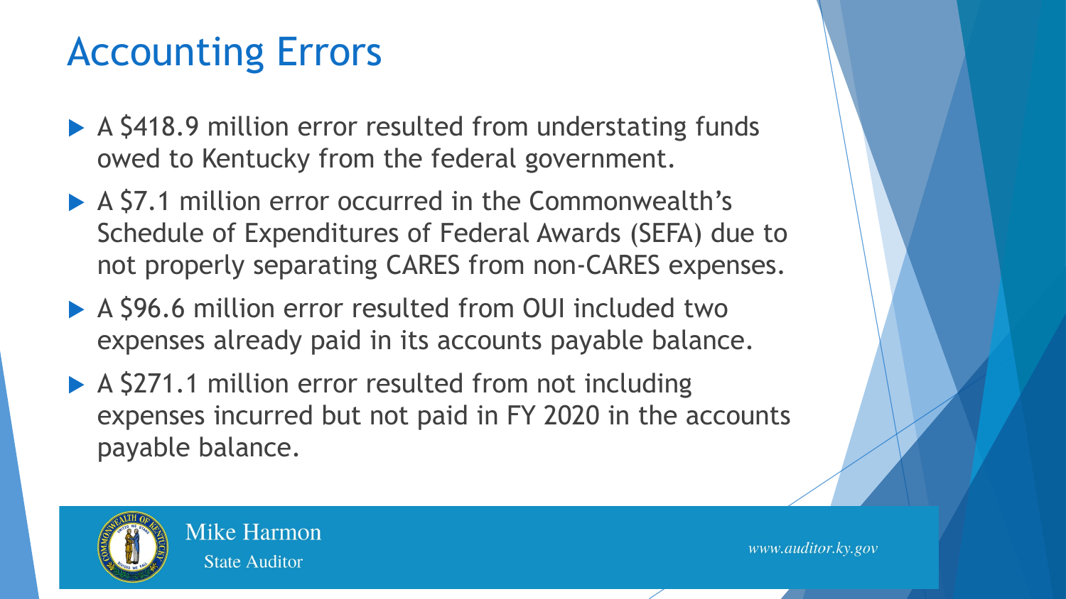# Accounting Errors

- A $418.9 million error resulted from understating funds owed to Kentucky from the federal government.
- A $7.1 million error occurred in the Commonwealth's Schedule of Expenditures of Federal Awards (SEFA) due to not properly separating CARES from non-CARES expenses.
- A $96.6 million error resulted from OUI included two expenses already paid in its accounts payable balance.
- A $271.1 million error resulted from not including expenses incurred but not paid in FY 2020 in the accounts payable balance.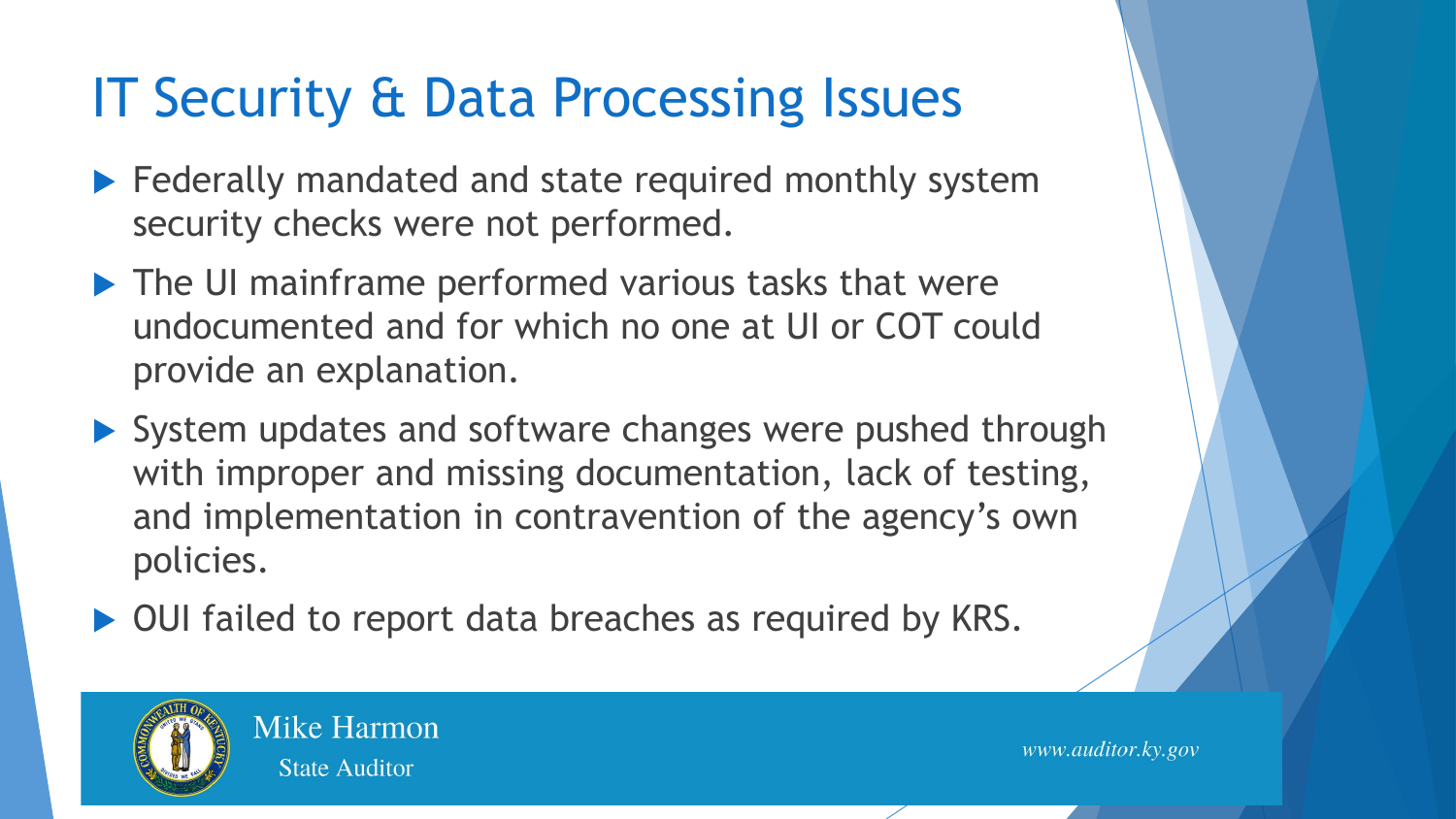# IT Security & Data Processing Issues

- Federally mandated and state required monthly system security checks were not performed.
- The UI mainframe performed various tasks that were undocumented and for which no one at UI or COT could provide an explanation.
- System updates and software changes were pushed through with improper and missing documentation, lack of testing, and implementation in contravention of the agency's own policies.
- OUI failed to report data breaches as required by KRS.

Mike Harmon
State Auditor

www.auditor.ky.gov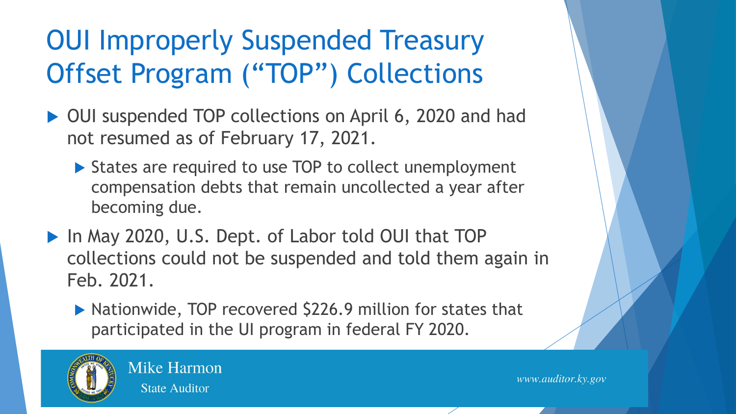# OUI Improperly Suspended Treasury Offset Program ("TOP") Collections

- OUI suspended TOP collections on April 6, 2020 and had not resumed as of February 17, 2021.
  - States are required to use TOP to collect unemployment compensation debts that remain uncollected a year after becoming due.
- In May 2020, U.S. Dept. of Labor told OUI that TOP collections could not be suspended and told them again in Feb. 2021.
  - Nationwide, TOP recovered $226.9 million for states that participated in the UI program in federal FY 2020.

Mike Harmon
State Auditor

*www.auditor.ky.gov*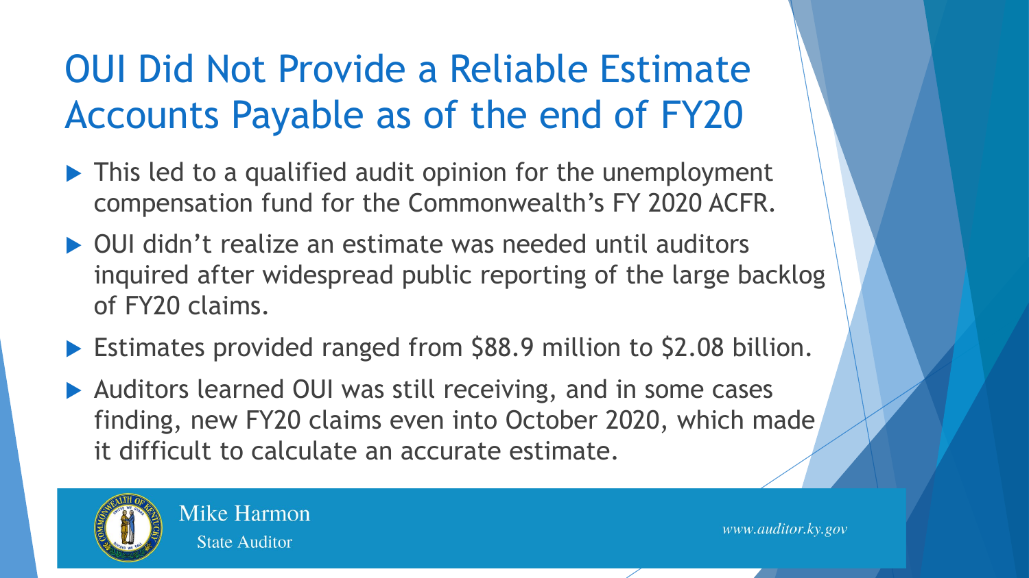# OUI Did Not Provide a Reliable Estimate Accounts Payable as of the end of FY20

- This led to a qualified audit opinion for the unemployment compensation fund for the Commonwealth's FY 2020 ACFR.
- OUI didn't realize an estimate was needed until auditors inquired after widespread public reporting of the large backlog of FY20 claims.
- Estimates provided ranged from $88.9 million to $2.08 billion.
- Auditors learned OUI was still receiving, and in some cases finding, new FY20 claims even into October 2020, which made it difficult to calculate an accurate estimate.

Mike Harmon
State Auditor

*www.auditor.ky.gov*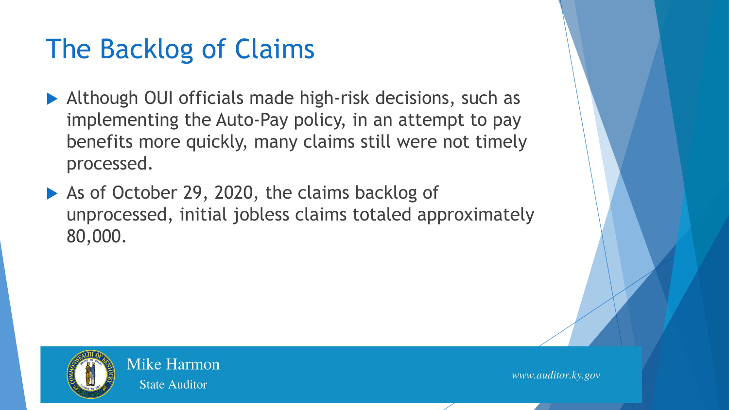# The Backlog of Claims

- Although OUI officials made high-risk decisions, such as implementing the Auto-Pay policy, in an attempt to pay benefits more quickly, many claims still were not timely processed.
- As of October 29, 2020, the claims backlog of unprocessed, initial jobless claims totaled approximately 80,000.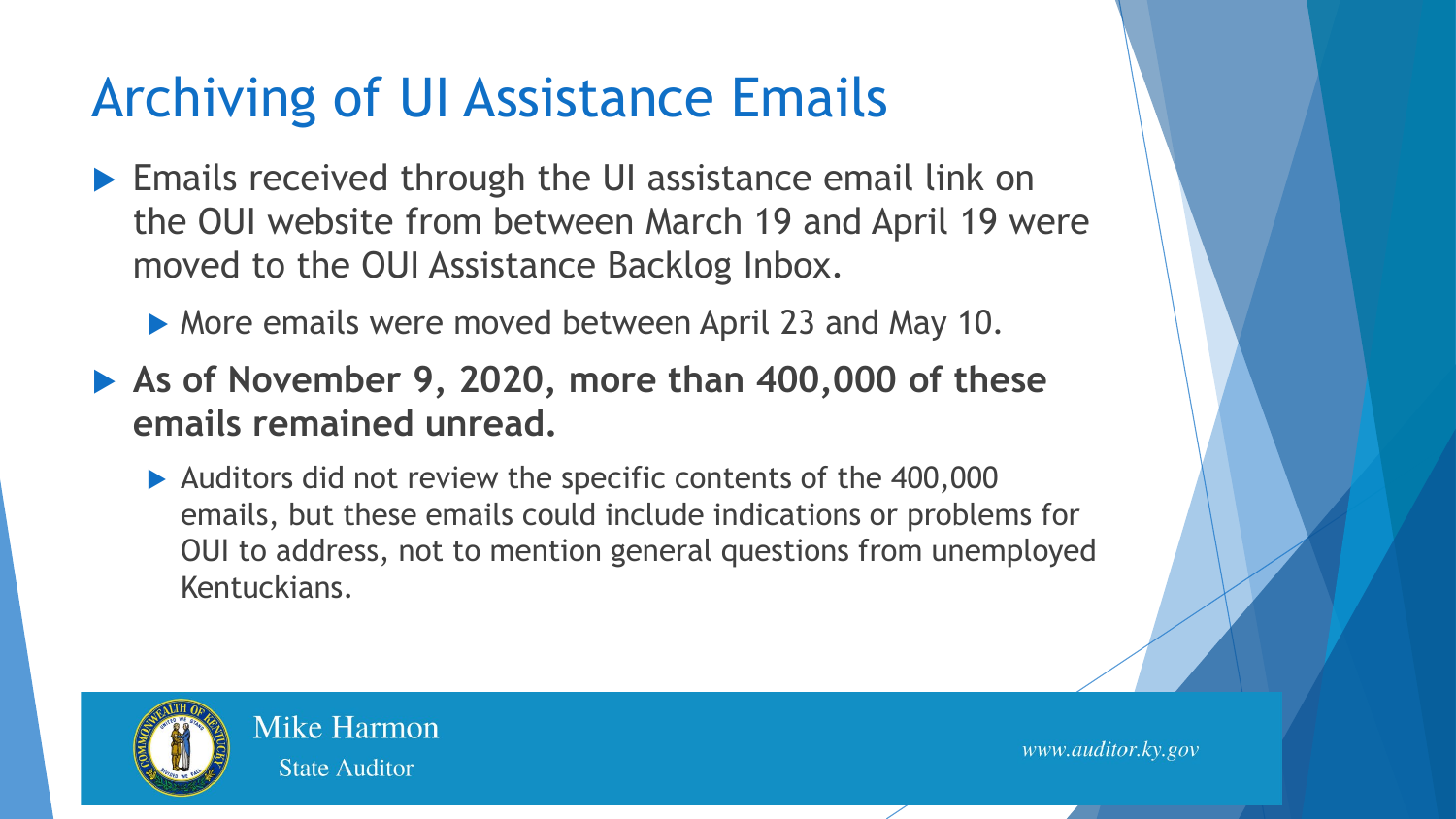# Archiving of UI Assistance Emails

- Emails received through the UI assistance email link on the OUI website from between March 19 and April 19 were moved to the OUI Assistance Backlog Inbox.
  - More emails were moved between April 23 and May 10.
- **As of November 9, 2020, more than 400,000 of these emails remained unread.**
  - Auditors did not review the specific contents of the 400,000 emails, but these emails could include indications or problems for OUI to address, not to mention general questions from unemployed Kentuckians.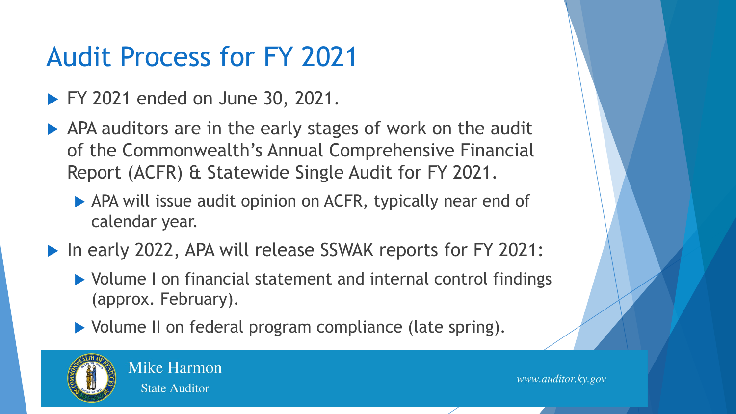# Audit Process for FY 2021

- FY 2021 ended on June 30, 2021.
- APA auditors are in the early stages of work on the audit of the Commonwealth's Annual Comprehensive Financial Report (ACFR) & Statewide Single Audit for FY 2021.
  - APA will issue audit opinion on ACFR, typically near end of calendar year.
- In early 2022, APA will release SSWAK reports for FY 2021:
  - Volume I on financial statement and internal control findings (approx. February).
  - Volume II on federal program compliance (late spring).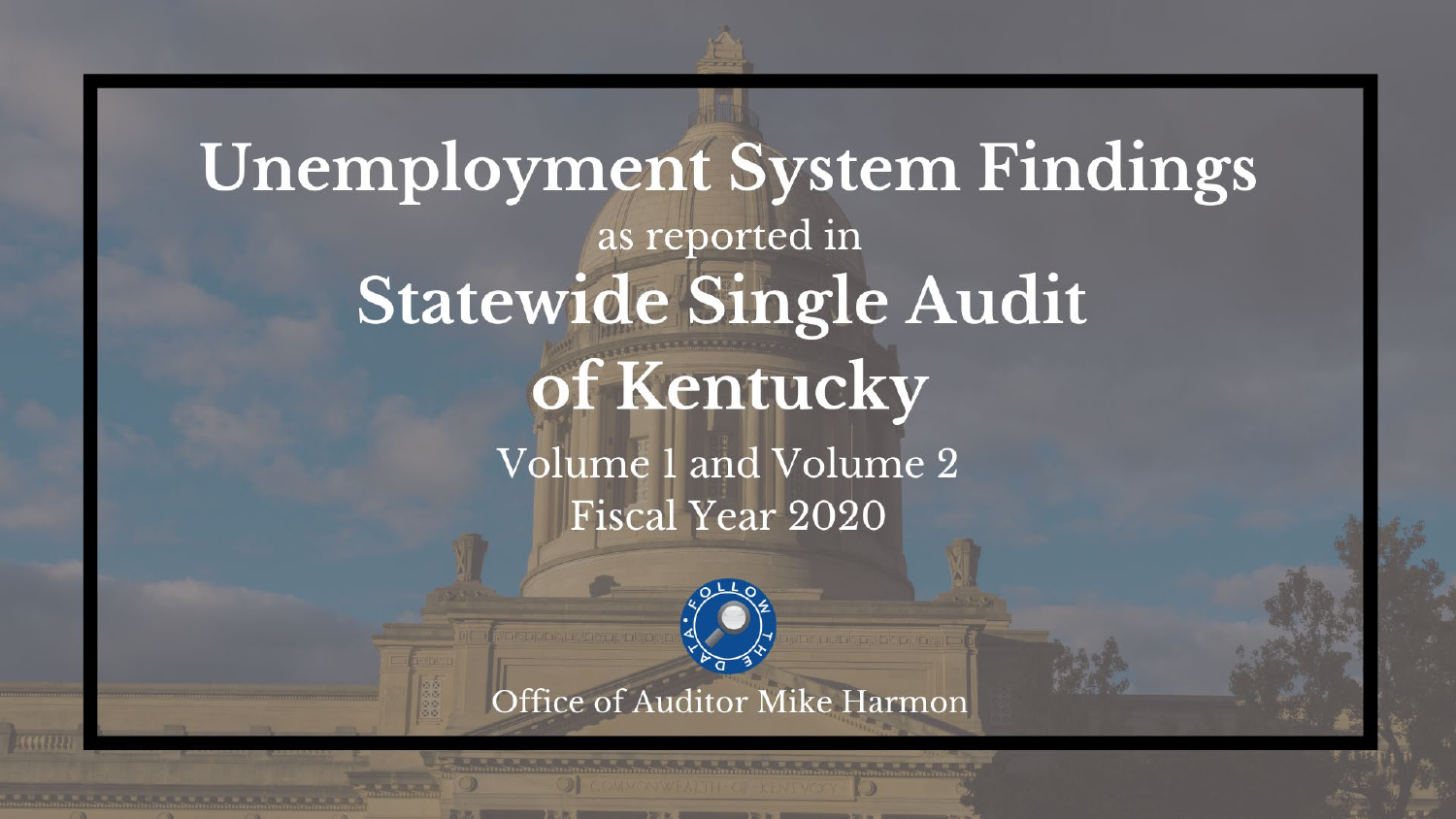# Unemployment System Findings

as reported in

## Statewide Single Audit of Kentucky

Volume 1 and Volume 2

Fiscal Year 2020

Office of Auditor Mike Harmon